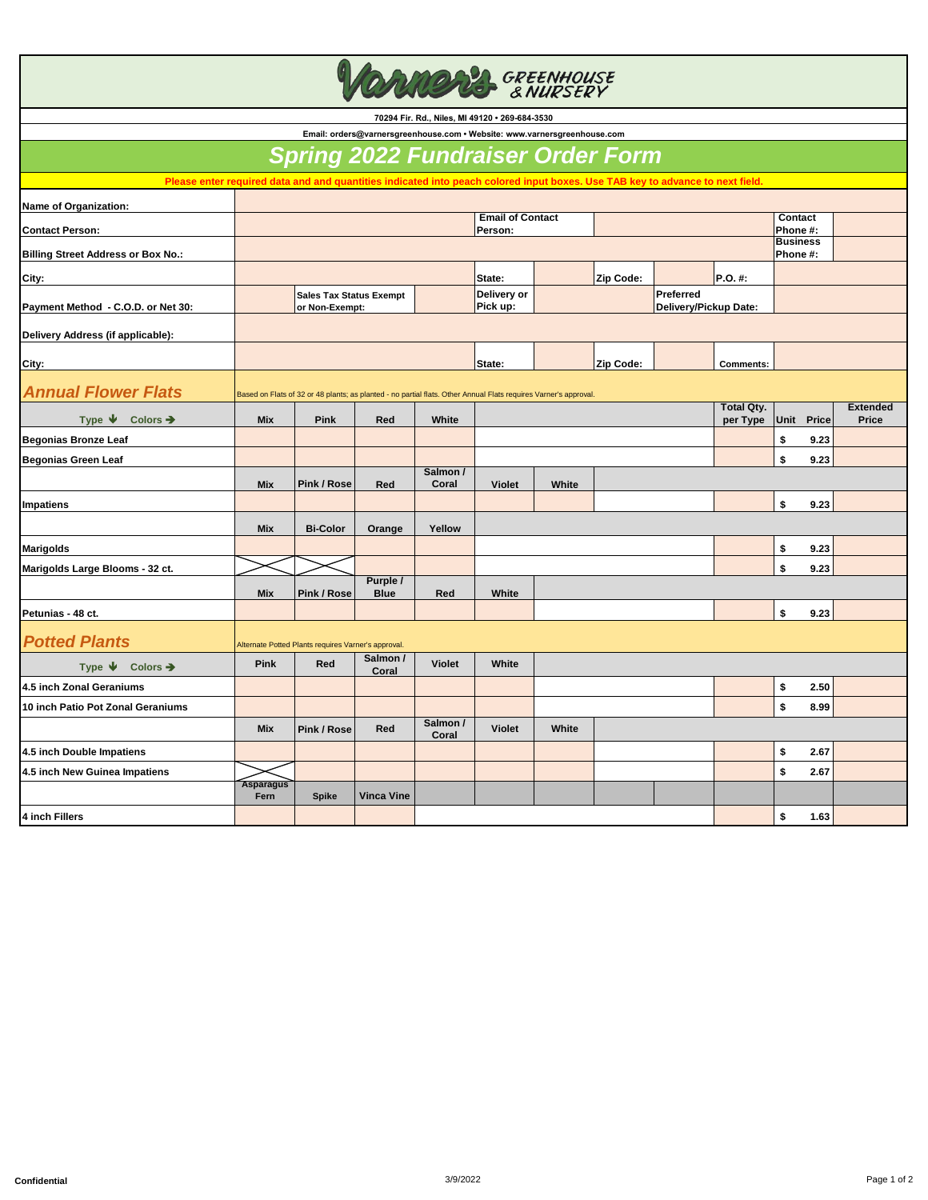# Varner's Greenhouse & Nursery

70294 Fir. Rd., Niles, MI 49120 • 269-684-3530

Email: orders@varnersgreenhouse.com • Website: www.varnersgreenhouse.com

## Spring 2022 Fundraiser Order Form

**Please enter required data and and quantities indicated into peach colored input boxes. Use TAB key to advance to next field.**

| | | | | | | | | | | |
|---|---|---|---|---|---|---|---|---|---|---|
| **Name of Organization:** | | | | | | | | | | |
| **Contact Person:** | | | | **Email of Contact Person:** | | | | | **Contact Phone #:** | |
| **Billing Street Address or Box No.:** | | | | | | | | | **Business Phone #:** | |
| **City:** | | | | **State:** | | **Zip Code:** | | **P.O. #:** | | |
| **Payment Method - C.O.D. or Net 30:** | | **Sales Tax Status Exempt or Non-Exempt:** | | **Delivery or Pick up:** | | | **Preferred Delivery/Pickup Date:** | | | |
| **Delivery Address (if applicable):** | | | | | | | | | | |
| **City:** | | | | **State:** | | **Zip Code:** | | **Comments:** | | |

## Annual Flower Flats

Based on Flats of 32 or 48 plants; as planted - no partial flats. Other Annual Flats requires Varner's approval.

| Type ↓ Colors → | Mix | Pink | Red | White | | | | | Total Qty. per Type | Unit Price | Extended Price |
|---|---|---|---|---|---|---|---|---|---|---|---|
| **Begonias Bronze Leaf** | | | | | | | | | | $ 9.23 | |
| **Begonias Green Leaf** | | | | | | | | | | $ 9.23 | |
| | **Mix** | **Pink / Rose** | **Red** | **Salmon / Coral** | **Violet** | **White** | | | | | |
| **Impatiens** | | | | | | | | | | $ 9.23 | |
| | **Mix** | **Bi-Color** | **Orange** | **Yellow** | | | | | | | |
| **Marigolds** | | | | | | | | | | $ 9.23 | |
| **Marigolds Large Blooms - 32 ct.** | X | X | | | | | | | | $ 9.23 | |
| | **Mix** | **Pink / Rose** | **Purple / Blue** | **Red** | **White** | | | | | | |
| **Petunias - 48 ct.** | | | | | | | | | | $ 9.23 | |

## Potted Plants

Alternate Potted Plants requires Varner's approval.

| Type ↓ Colors → | Pink | Red | Salmon / Coral | Violet | White | | | | Total Qty. per Type | Unit Price | Extended Price |
|---|---|---|---|---|---|---|---|---|---|---|---|
| **4.5 inch Zonal Geraniums** | | | | | | | | | | $ 2.50 | |
| **10 inch Patio Pot Zonal Geraniums** | | | | | | | | | | $ 8.99 | |
| | **Mix** | **Pink / Rose** | **Red** | **Salmon / Coral** | **Violet** | **White** | | | | | |
| **4.5 inch Double Impatiens** | | | | | | | | | | $ 2.67 | |
| **4.5 inch New Guinea Impatiens** | X | | | | | | | | | $ 2.67 | |
| | **Asparagus Fern** | **Spike** | **Vinca Vine** | | | | | | | | |
| **4 inch Fillers** | | | | | | | | | | $ 1.63 | |

Confidential

3/9/2022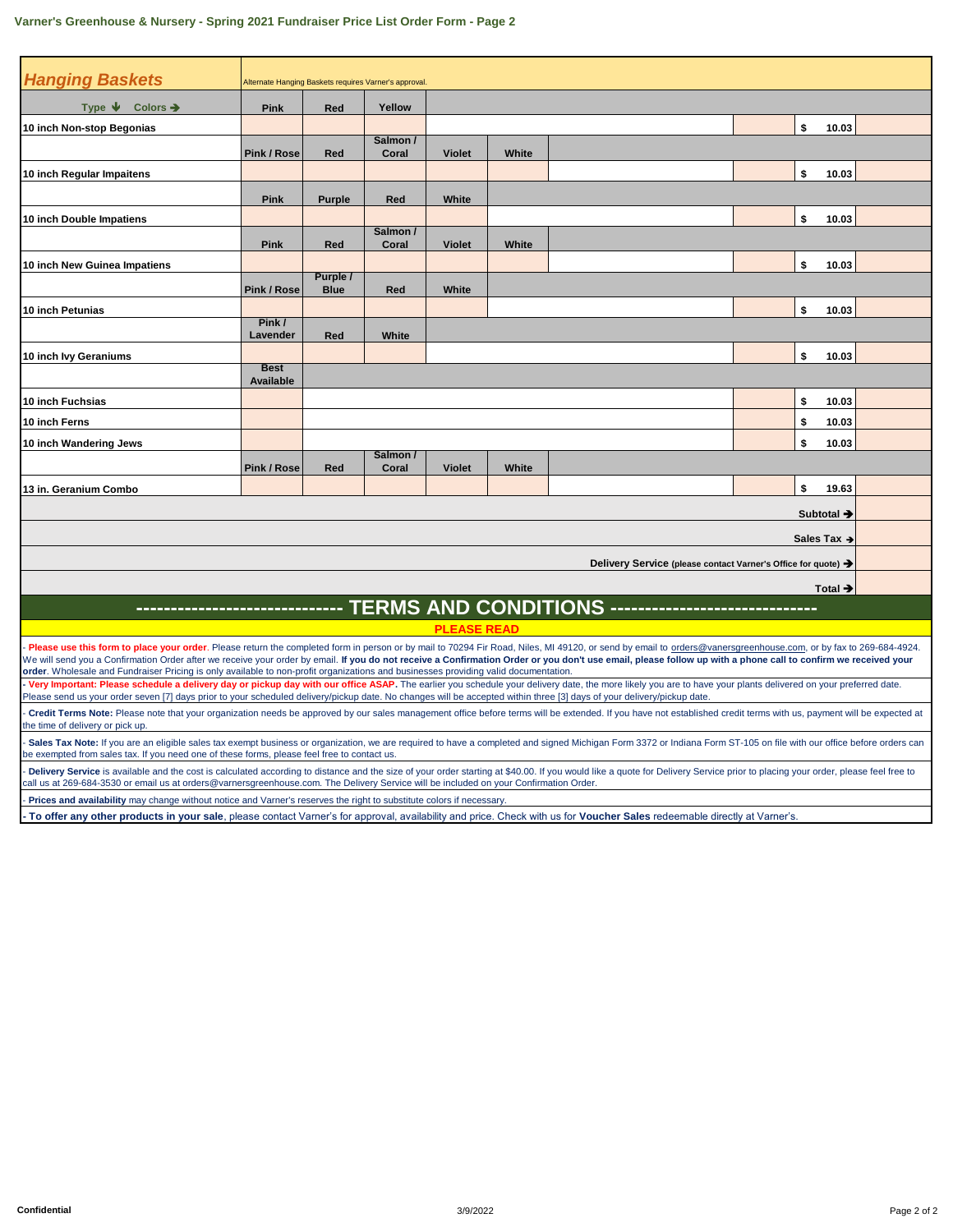# Varner's Greenhouse & Nursery - Spring 2021 Fundraiser Price List Order Form - Page 2

## *Hanging Baskets*

Alternate Hanging Baskets requires Varner's approval.

| Type ↓ Colors → | | | | | | | | |
|---|---|---|---|---|---|---|---|---|
| | Pink | Red | Yellow | | | | | |
| 10 inch Non-stop Begonias | | | | | | | $ 10.03 | |
| | Pink / Rose | Red | Salmon / Coral | Violet | White | | | |
| 10 inch Regular Impaitens | | | | | | | $ 10.03 | |
| | Pink | Purple | Red | White | | | | |
| 10 inch Double Impatiens | | | | | | | $ 10.03 | |
| | Pink | Red | Salmon / Coral | Violet | White | | | |
| 10 inch New Guinea Impatiens | | | | | | | $ 10.03 | |
| | Pink / Rose | Purple / Blue | Red | White | | | | |
| 10 inch Petunias | | | | | | | $ 10.03 | |
| | Pink / Lavender | Red | White | | | | | |
| 10 inch Ivy Geraniums | | | | | | | $ 10.03 | |
| | Best Available | | | | | | | |
| 10 inch Fuchsias | | | | | | | $ 10.03 | |
| 10 inch Ferns | | | | | | | $ 10.03 | |
| 10 inch Wandering Jews | | | | | | | $ 10.03 | |
| | Pink / Rose | Red | Salmon / Coral | Violet | White | | | |
| 13 in. Geranium Combo | | | | | | | $ 19.63 | |
| | | | | | | | Subtotal → | |
| | | | | | | | Sales Tax → | |
| | | | | | | | Delivery Service (please contact Varner's Office for quote) → | |
| | | | | | | | Total → | |

## ------------------------------ TERMS AND CONDITIONS ------------------------------

**PLEASE READ**

- **Please use this form to place your order**. Please return the completed form in person or by mail to 70294 Fir Road, Niles, MI 49120, or send by email to orders@vanersgreenhouse.com, or by fax to 269-684-4924. We will send you a Confirmation Order after we receive your order by email. **If you do not receive a Confirmation Order or you don't use email, please follow up with a phone call to confirm we received your order**. Wholesale and Fundraiser Pricing is only available to non-profit organizations and businesses providing valid documentation.
- **Very Important: Please schedule a delivery day or pickup day with our office ASAP.** The earlier you schedule your delivery date, the more likely you are to have your plants delivered on your preferred date. Please send us your order seven [7] days prior to your scheduled delivery/pickup date. No changes will be accepted within three [3] days of your delivery/pickup date.
- **Credit Terms Note:** Please note that your organization needs be approved by our sales management office before terms will be extended. If you have not established credit terms with us, payment will be expected at the time of delivery or pick up.
- **Sales Tax Note:** If you are an eligible sales tax exempt business or organization, we are required to have a completed and signed Michigan Form 3372 or Indiana Form ST-105 on file with our office before orders can be exempted from sales tax. If you need one of these forms, please feel free to contact us.
- **Delivery Service** is available and the cost is calculated according to distance and the size of your order starting at $40.00. If you would like a quote for Delivery Service prior to placing your order, please feel free to call us at 269-684-3530 or email us at orders@varnersgreenhouse.com. The Delivery Service will be included on your Confirmation Order.
- **Prices and availability** may change without notice and Varner's reserves the right to substitute colors if necessary.
- **To offer any other products in your sale**, please contact Varner's for approval, availability and price. Check with us for **Voucher Sales** redeemable directly at Varner's.

Confidential 3/9/2022